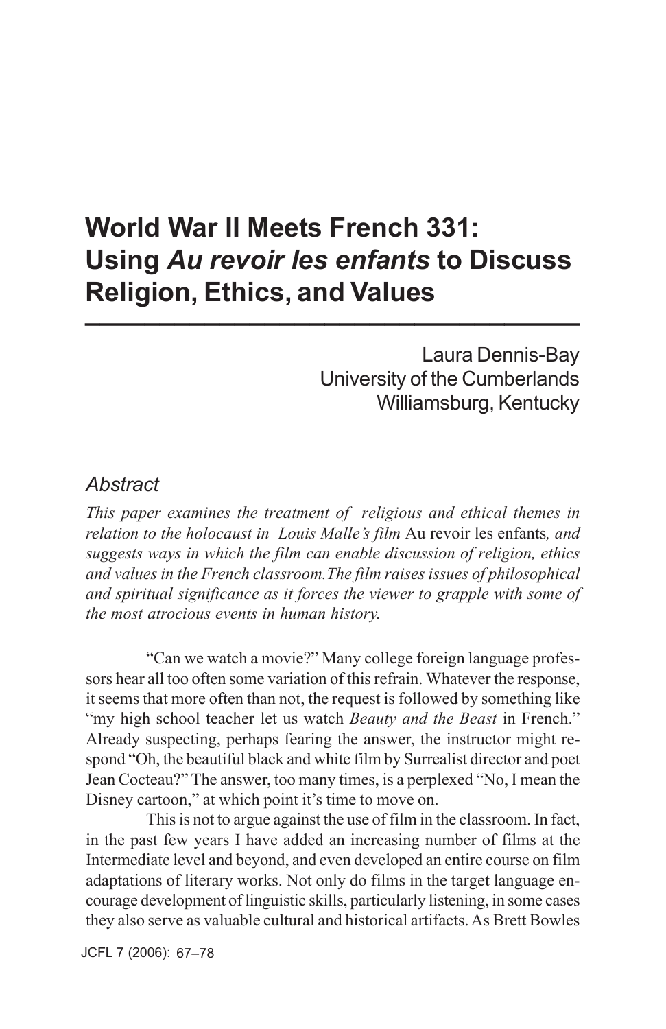# World War II Meets French 331: Using *Au revoir les enfants* to Discuss Religion, Ethics, and Values

Laura Dennis-Bay
University of the Cumberlands
Williamsburg, Kentucky

## *Abstract*

*This paper examines the treatment of religious and ethical themes in relation to the holocaust in Louis Malle's film* Au revoir les enfants*, and suggests ways in which the film can enable discussion of religion, ethics and values in the French classroom. The film raises issues of philosophical and spiritual significance as it forces the viewer to grapple with some of the most atrocious events in human history.*

"Can we watch a movie?" Many college foreign language professors hear all too often some variation of this refrain. Whatever the response, it seems that more often than not, the request is followed by something like "my high school teacher let us watch *Beauty and the Beast* in French." Already suspecting, perhaps fearing the answer, the instructor might respond "Oh, the beautiful black and white film by Surrealist director and poet Jean Cocteau?" The answer, too many times, is a perplexed "No, I mean the Disney cartoon," at which point it's time to move on.

This is not to argue against the use of film in the classroom. In fact, in the past few years I have added an increasing number of films at the Intermediate level and beyond, and even developed an entire course on film adaptations of literary works. Not only do films in the target language encourage development of linguistic skills, particularly listening, in some cases they also serve as valuable cultural and historical artifacts. As Brett Bowles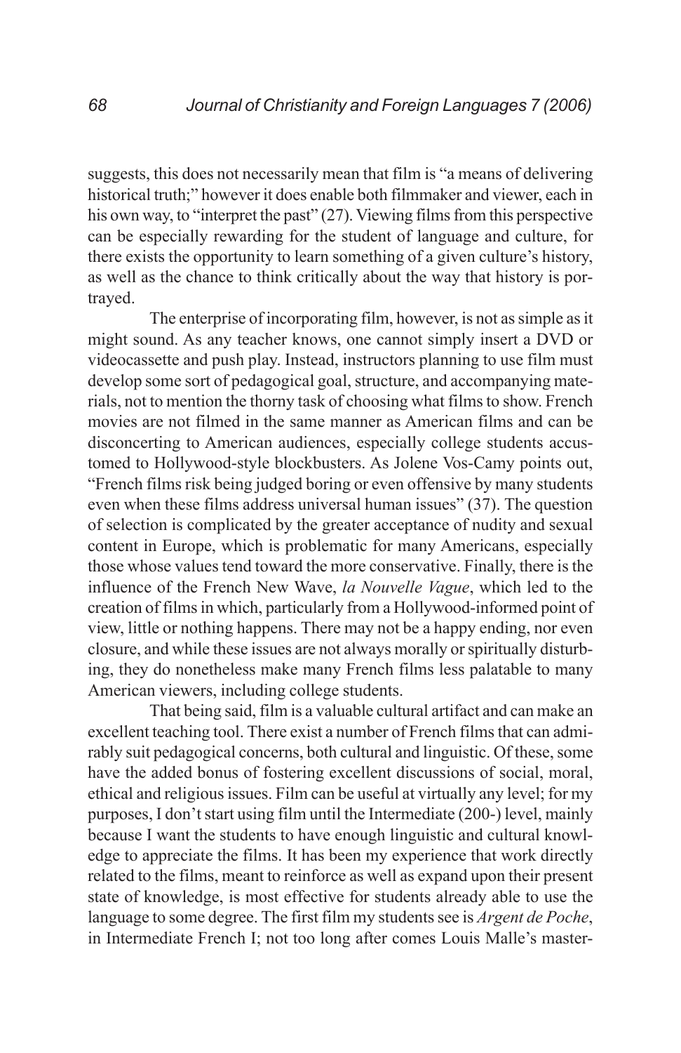suggests, this does not necessarily mean that film is "a means of delivering historical truth;" however it does enable both filmmaker and viewer, each in his own way, to "interpret the past" (27). Viewing films from this perspective can be especially rewarding for the student of language and culture, for there exists the opportunity to learn something of a given culture's history, as well as the chance to think critically about the way that history is portrayed.

The enterprise of incorporating film, however, is not as simple as it might sound. As any teacher knows, one cannot simply insert a DVD or videocassette and push play. Instead, instructors planning to use film must develop some sort of pedagogical goal, structure, and accompanying materials, not to mention the thorny task of choosing what films to show. French movies are not filmed in the same manner as American films and can be disconcerting to American audiences, especially college students accustomed to Hollywood-style blockbusters. As Jolene Vos-Camy points out, "French films risk being judged boring or even offensive by many students even when these films address universal human issues" (37). The question of selection is complicated by the greater acceptance of nudity and sexual content in Europe, which is problematic for many Americans, especially those whose values tend toward the more conservative. Finally, there is the influence of the French New Wave, *la Nouvelle Vague*, which led to the creation of films in which, particularly from a Hollywood-informed point of view, little or nothing happens. There may not be a happy ending, nor even closure, and while these issues are not always morally or spiritually disturbing, they do nonetheless make many French films less palatable to many American viewers, including college students.

That being said, film is a valuable cultural artifact and can make an excellent teaching tool. There exist a number of French films that can admirably suit pedagogical concerns, both cultural and linguistic. Of these, some have the added bonus of fostering excellent discussions of social, moral, ethical and religious issues. Film can be useful at virtually any level; for my purposes, I don't start using film until the Intermediate (200-) level, mainly because I want the students to have enough linguistic and cultural knowledge to appreciate the films. It has been my experience that work directly related to the films, meant to reinforce as well as expand upon their present state of knowledge, is most effective for students already able to use the language to some degree. The first film my students see is *Argent de Poche*, in Intermediate French I; not too long after comes Louis Malle's master-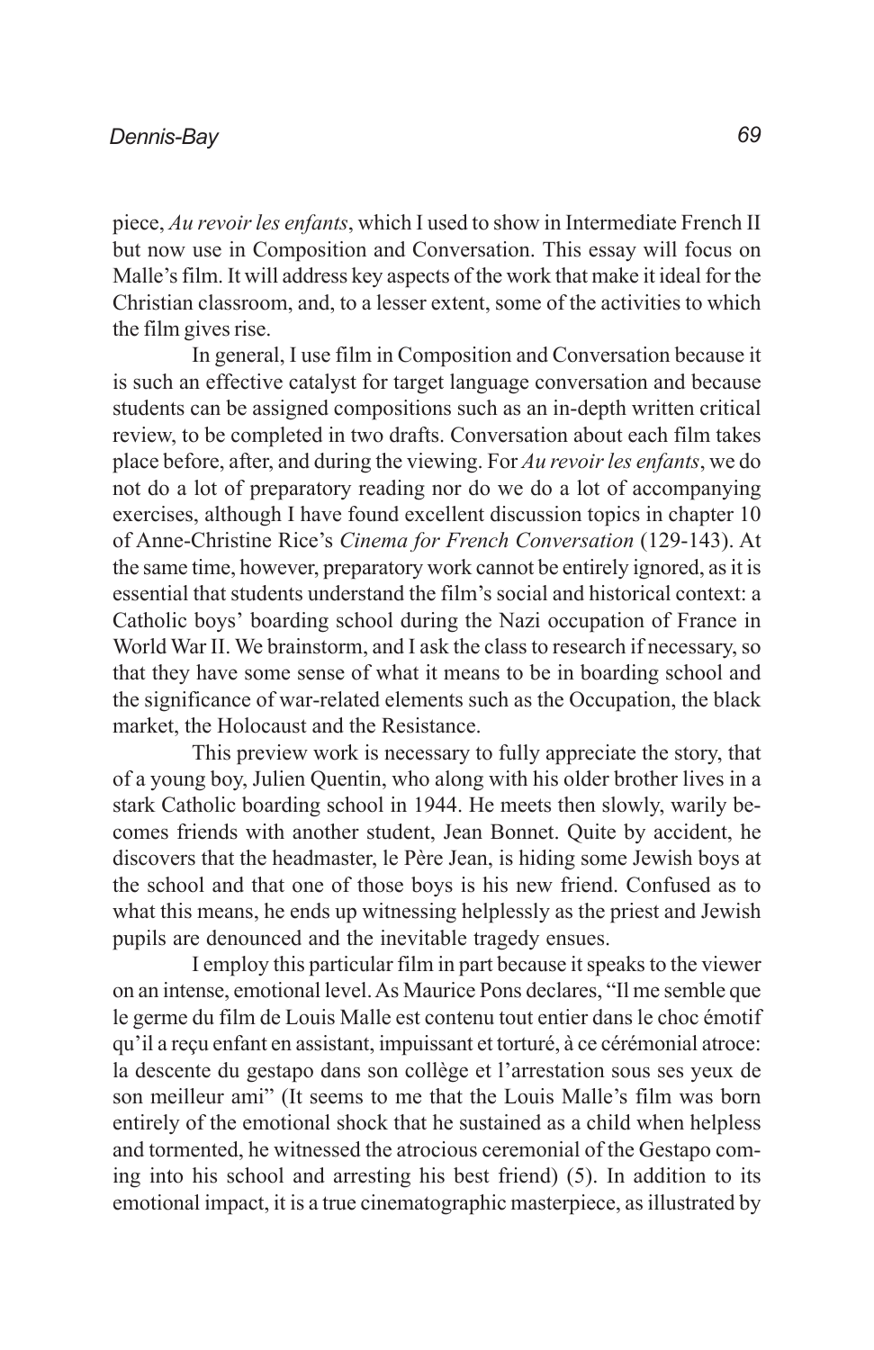piece, *Au revoir les enfants*, which I used to show in Intermediate French II but now use in Composition and Conversation. This essay will focus on Malle's film. It will address key aspects of the work that make it ideal for the Christian classroom, and, to a lesser extent, some of the activities to which the film gives rise.

In general, I use film in Composition and Conversation because it is such an effective catalyst for target language conversation and because students can be assigned compositions such as an in-depth written critical review, to be completed in two drafts. Conversation about each film takes place before, after, and during the viewing. For *Au revoir les enfants*, we do not do a lot of preparatory reading nor do we do a lot of accompanying exercises, although I have found excellent discussion topics in chapter 10 of Anne-Christine Rice's *Cinema for French Conversation* (129-143). At the same time, however, preparatory work cannot be entirely ignored, as it is essential that students understand the film's social and historical context: a Catholic boys' boarding school during the Nazi occupation of France in World War II. We brainstorm, and I ask the class to research if necessary, so that they have some sense of what it means to be in boarding school and the significance of war-related elements such as the Occupation, the black market, the Holocaust and the Resistance.

This preview work is necessary to fully appreciate the story, that of a young boy, Julien Quentin, who along with his older brother lives in a stark Catholic boarding school in 1944. He meets then slowly, warily becomes friends with another student, Jean Bonnet. Quite by accident, he discovers that the headmaster, le Père Jean, is hiding some Jewish boys at the school and that one of those boys is his new friend. Confused as to what this means, he ends up witnessing helplessly as the priest and Jewish pupils are denounced and the inevitable tragedy ensues.

I employ this particular film in part because it speaks to the viewer on an intense, emotional level. As Maurice Pons declares, "Il me semble que le germe du film de Louis Malle est contenu tout entier dans le choc émotif qu'il a reçu enfant en assistant, impuissant et torturé, à ce cérémonial atroce: la descente du gestapo dans son collège et l'arrestation sous ses yeux de son meilleur ami" (It seems to me that the Louis Malle's film was born entirely of the emotional shock that he sustained as a child when helpless and tormented, he witnessed the atrocious ceremonial of the Gestapo coming into his school and arresting his best friend) (5). In addition to its emotional impact, it is a true cinematographic masterpiece, as illustrated by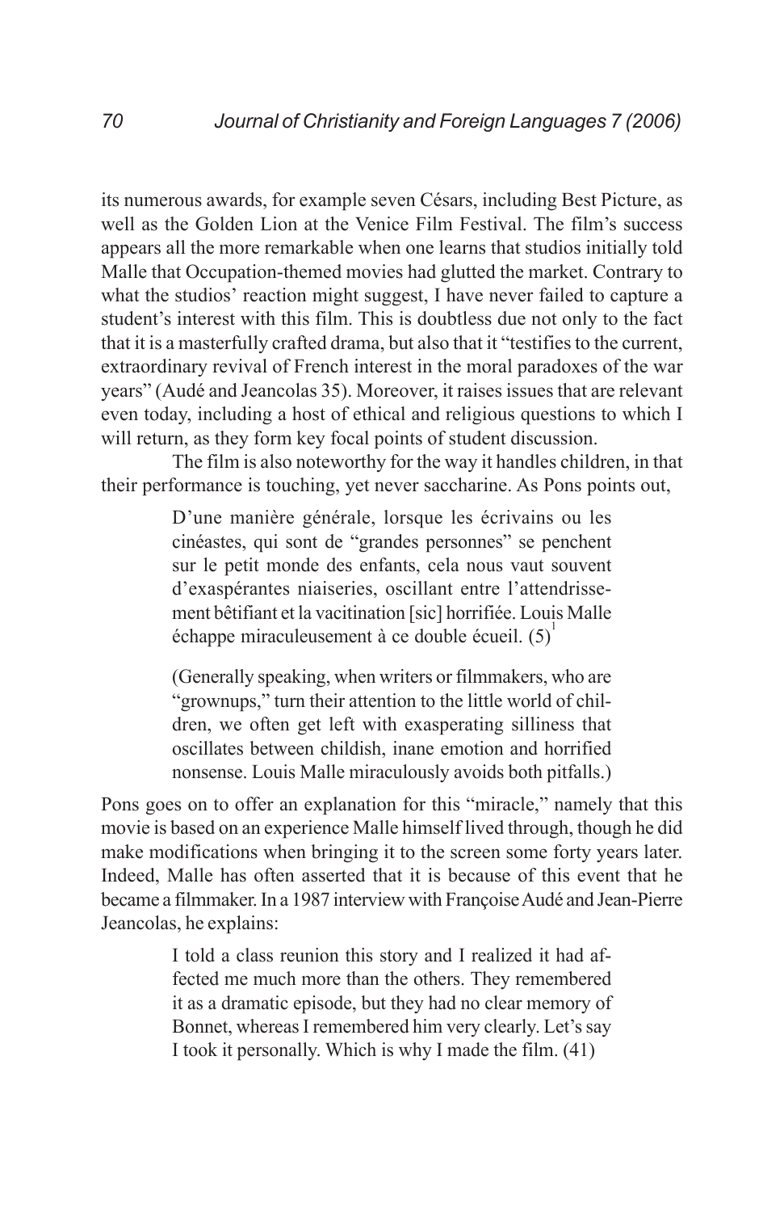its numerous awards, for example seven Césars, including Best Picture, as well as the Golden Lion at the Venice Film Festival. The film's success appears all the more remarkable when one learns that studios initially told Malle that Occupation-themed movies had glutted the market. Contrary to what the studios' reaction might suggest, I have never failed to capture a student's interest with this film. This is doubtless due not only to the fact that it is a masterfully crafted drama, but also that it "testifies to the current, extraordinary revival of French interest in the moral paradoxes of the war years" (Audé and Jeancolas 35). Moreover, it raises issues that are relevant even today, including a host of ethical and religious questions to which I will return, as they form key focal points of student discussion.

The film is also noteworthy for the way it handles children, in that their performance is touching, yet never saccharine. As Pons points out,

> D'une manière générale, lorsque les écrivains ou les cinéastes, qui sont de "grandes personnes" se penchent sur le petit monde des enfants, cela nous vaut souvent d'exaspérantes niaiseries, oscillant entre l'attendrissement bêtifiant et la vacitination [sic] horrifiée. Louis Malle échappe miraculeusement à ce double écueil. (5)[1]
>
> (Generally speaking, when writers or filmmakers, who are "grownups," turn their attention to the little world of children, we often get left with exasperating silliness that oscillates between childish, inane emotion and horrified nonsense. Louis Malle miraculously avoids both pitfalls.)

Pons goes on to offer an explanation for this "miracle," namely that this movie is based on an experience Malle himself lived through, though he did make modifications when bringing it to the screen some forty years later. Indeed, Malle has often asserted that it is because of this event that he became a filmmaker. In a 1987 interview with Françoise Audé and Jean-Pierre Jeancolas, he explains:

> I told a class reunion this story and I realized it had affected me much more than the others. They remembered it as a dramatic episode, but they had no clear memory of Bonnet, whereas I remembered him very clearly. Let's say I took it personally. Which is why I made the film. (41)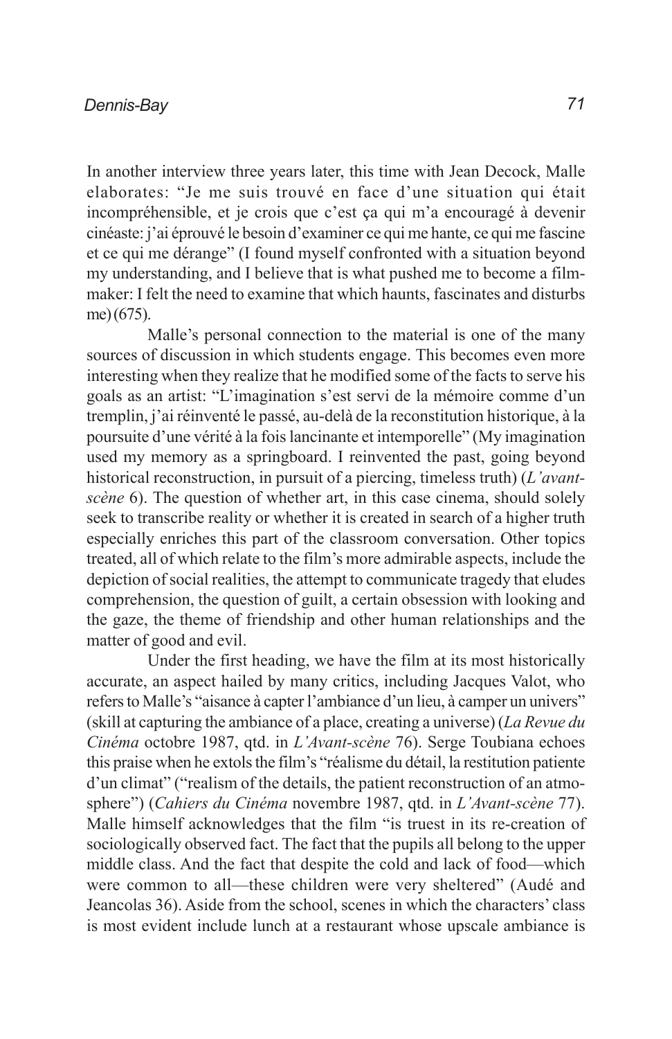In another interview three years later, this time with Jean Decock, Malle elaborates: "Je me suis trouvé en face d'une situation qui était incompréhensible, et je crois que c'est ça qui m'a encouragé à devenir cinéaste: j'ai éprouvé le besoin d'examiner ce qui me hante, ce qui me fascine et ce qui me dérange" (I found myself confronted with a situation beyond my understanding, and I believe that is what pushed me to become a film-maker: I felt the need to examine that which haunts, fascinates and disturbs me) (675).

Malle's personal connection to the material is one of the many sources of discussion in which students engage. This becomes even more interesting when they realize that he modified some of the facts to serve his goals as an artist: "L'imagination s'est servi de la mémoire comme d'un tremplin, j'ai réinventé le passé, au-delà de la reconstitution historique, à la poursuite d'une vérité à la fois lancinante et intemporelle" (My imagination used my memory as a springboard. I reinvented the past, going beyond historical reconstruction, in pursuit of a piercing, timeless truth) (*L'avant-scène* 6). The question of whether art, in this case cinema, should solely seek to transcribe reality or whether it is created in search of a higher truth especially enriches this part of the classroom conversation. Other topics treated, all of which relate to the film's more admirable aspects, include the depiction of social realities, the attempt to communicate tragedy that eludes comprehension, the question of guilt, a certain obsession with looking and the gaze, the theme of friendship and other human relationships and the matter of good and evil.

Under the first heading, we have the film at its most historically accurate, an aspect hailed by many critics, including Jacques Valot, who refers to Malle's "aisance à capter l'ambiance d'un lieu, à camper un univers" (skill at capturing the ambiance of a place, creating a universe) (*La Revue du Cinéma* octobre 1987, qtd. in *L'Avant-scène* 76). Serge Toubiana echoes this praise when he extols the film's "réalisme du détail, la restitution patiente d'un climat" ("realism of the details, the patient reconstruction of an atmosphere") (*Cahiers du Cinéma* novembre 1987, qtd. in *L'Avant-scène* 77). Malle himself acknowledges that the film "is truest in its re-creation of sociologically observed fact. The fact that the pupils all belong to the upper middle class. And the fact that despite the cold and lack of food—which were common to all—these children were very sheltered" (Audé and Jeancolas 36). Aside from the school, scenes in which the characters' class is most evident include lunch at a restaurant whose upscale ambiance is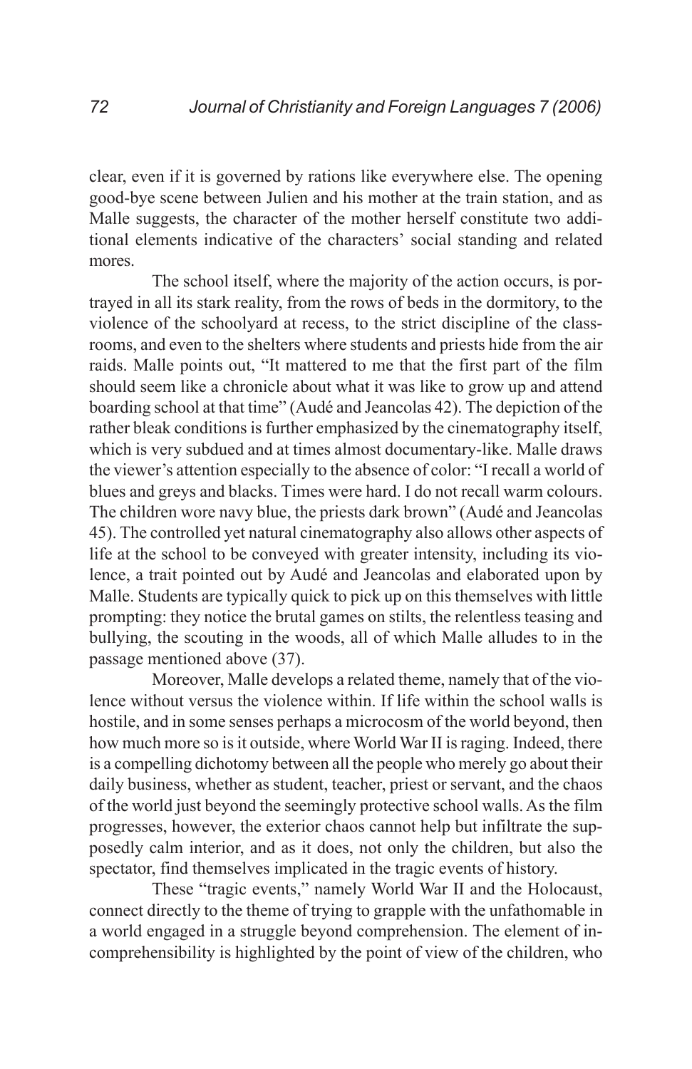clear, even if it is governed by rations like everywhere else. The opening good-bye scene between Julien and his mother at the train station, and as Malle suggests, the character of the mother herself constitute two additional elements indicative of the characters' social standing and related mores.

The school itself, where the majority of the action occurs, is portrayed in all its stark reality, from the rows of beds in the dormitory, to the violence of the schoolyard at recess, to the strict discipline of the classrooms, and even to the shelters where students and priests hide from the air raids. Malle points out, "It mattered to me that the first part of the film should seem like a chronicle about what it was like to grow up and attend boarding school at that time" (Audé and Jeancolas 42). The depiction of the rather bleak conditions is further emphasized by the cinematography itself, which is very subdued and at times almost documentary-like. Malle draws the viewer's attention especially to the absence of color: "I recall a world of blues and greys and blacks. Times were hard. I do not recall warm colours. The children wore navy blue, the priests dark brown" (Audé and Jeancolas 45). The controlled yet natural cinematography also allows other aspects of life at the school to be conveyed with greater intensity, including its violence, a trait pointed out by Audé and Jeancolas and elaborated upon by Malle. Students are typically quick to pick up on this themselves with little prompting: they notice the brutal games on stilts, the relentless teasing and bullying, the scouting in the woods, all of which Malle alludes to in the passage mentioned above (37).

Moreover, Malle develops a related theme, namely that of the violence without versus the violence within. If life within the school walls is hostile, and in some senses perhaps a microcosm of the world beyond, then how much more so is it outside, where World War II is raging. Indeed, there is a compelling dichotomy between all the people who merely go about their daily business, whether as student, teacher, priest or servant, and the chaos of the world just beyond the seemingly protective school walls. As the film progresses, however, the exterior chaos cannot help but infiltrate the supposedly calm interior, and as it does, not only the children, but also the spectator, find themselves implicated in the tragic events of history.

These "tragic events," namely World War II and the Holocaust, connect directly to the theme of trying to grapple with the unfathomable in a world engaged in a struggle beyond comprehension. The element of incomprehensibility is highlighted by the point of view of the children, who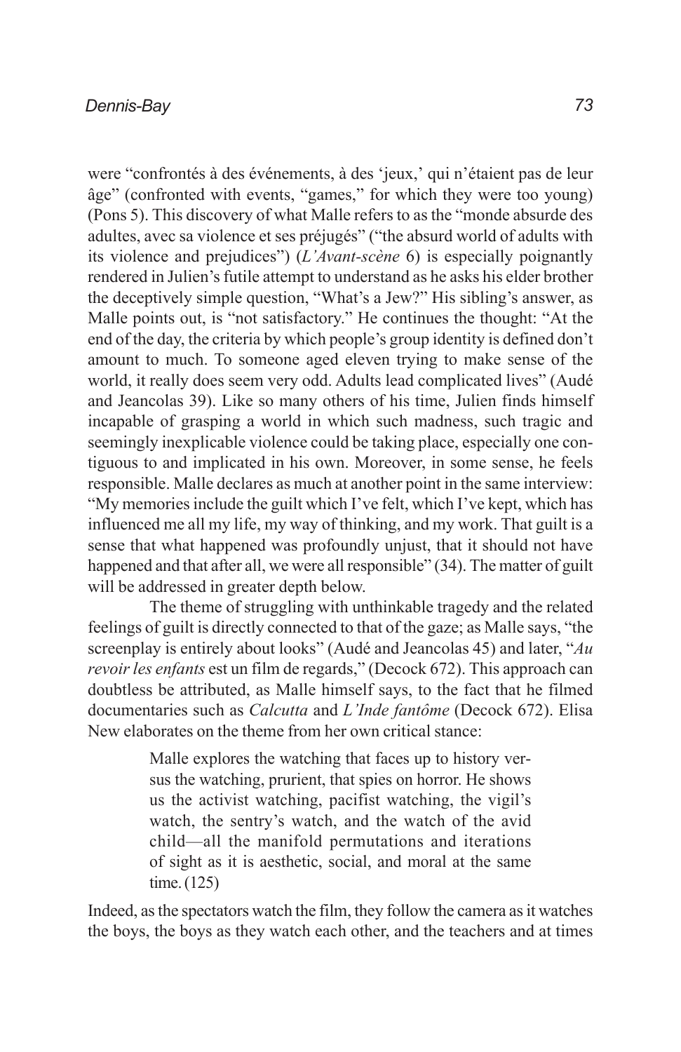were "confrontés à des événements, à des 'jeux,' qui n'étaient pas de leur âge" (confronted with events, "games," for which they were too young) (Pons 5). This discovery of what Malle refers to as the "monde absurde des adultes, avec sa violence et ses préjugés" ("the absurd world of adults with its violence and prejudices") (*L'Avant-scène* 6) is especially poignantly rendered in Julien's futile attempt to understand as he asks his elder brother the deceptively simple question, "What's a Jew?" His sibling's answer, as Malle points out, is "not satisfactory." He continues the thought: "At the end of the day, the criteria by which people's group identity is defined don't amount to much. To someone aged eleven trying to make sense of the world, it really does seem very odd. Adults lead complicated lives" (Audé and Jeancolas 39). Like so many others of his time, Julien finds himself incapable of grasping a world in which such madness, such tragic and seemingly inexplicable violence could be taking place, especially one contiguous to and implicated in his own. Moreover, in some sense, he feels responsible. Malle declares as much at another point in the same interview: "My memories include the guilt which I've felt, which I've kept, which has influenced me all my life, my way of thinking, and my work. That guilt is a sense that what happened was profoundly unjust, that it should not have happened and that after all, we were all responsible" (34). The matter of guilt will be addressed in greater depth below.

The theme of struggling with unthinkable tragedy and the related feelings of guilt is directly connected to that of the gaze; as Malle says, "the screenplay is entirely about looks" (Audé and Jeancolas 45) and later, "*Au revoir les enfants* est un film de regards," (Decock 672). This approach can doubtless be attributed, as Malle himself says, to the fact that he filmed documentaries such as *Calcutta* and *L'Inde fantôme* (Decock 672). Elisa New elaborates on the theme from her own critical stance:

> Malle explores the watching that faces up to history versus the watching, prurient, that spies on horror. He shows us the activist watching, pacifist watching, the vigil's watch, the sentry's watch, and the watch of the avid child—all the manifold permutations and iterations of sight as it is aesthetic, social, and moral at the same time. (125)

Indeed, as the spectators watch the film, they follow the camera as it watches the boys, the boys as they watch each other, and the teachers and at times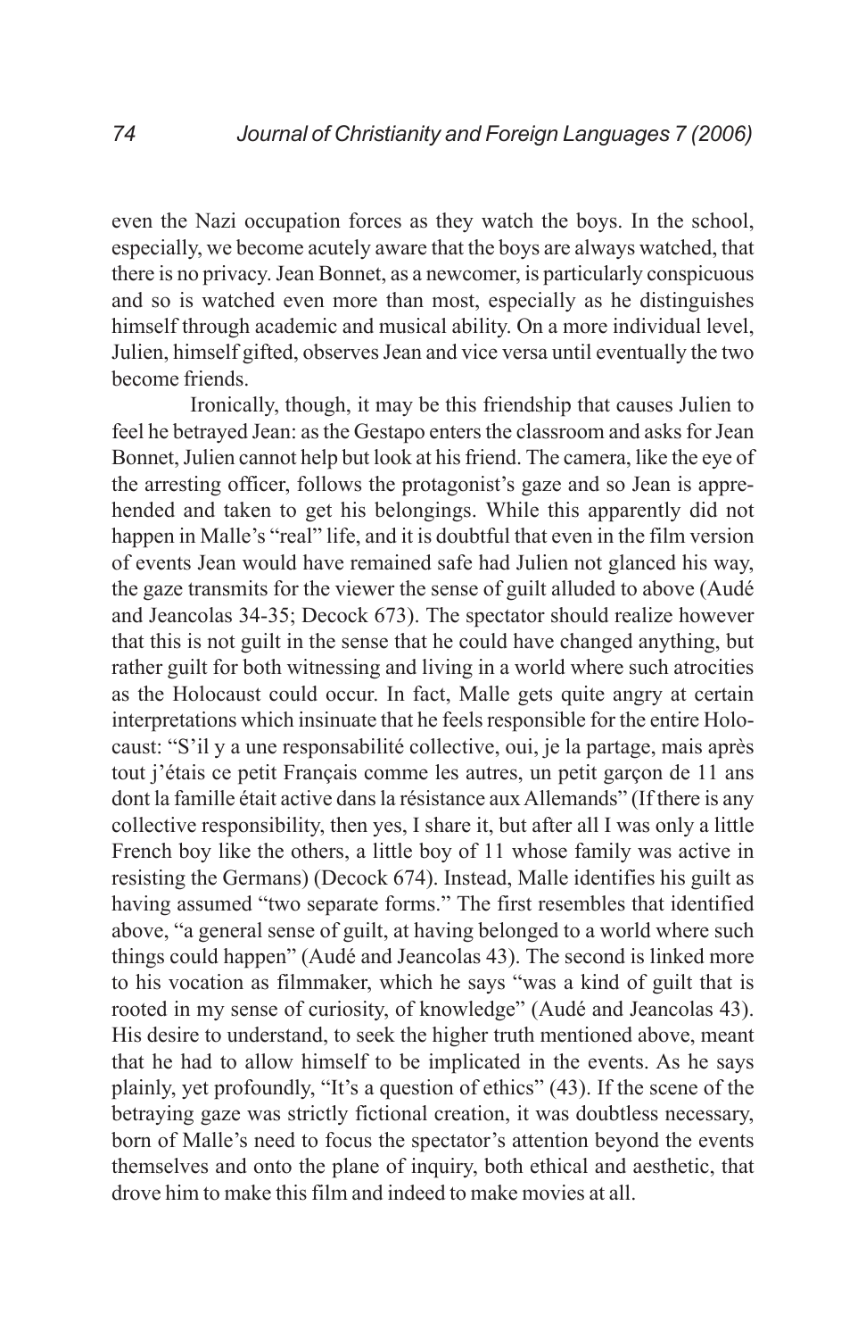even the Nazi occupation forces as they watch the boys. In the school, especially, we become acutely aware that the boys are always watched, that there is no privacy. Jean Bonnet, as a newcomer, is particularly conspicuous and so is watched even more than most, especially as he distinguishes himself through academic and musical ability. On a more individual level, Julien, himself gifted, observes Jean and vice versa until eventually the two become friends.

Ironically, though, it may be this friendship that causes Julien to feel he betrayed Jean: as the Gestapo enters the classroom and asks for Jean Bonnet, Julien cannot help but look at his friend. The camera, like the eye of the arresting officer, follows the protagonist's gaze and so Jean is apprehended and taken to get his belongings. While this apparently did not happen in Malle's "real" life, and it is doubtful that even in the film version of events Jean would have remained safe had Julien not glanced his way, the gaze transmits for the viewer the sense of guilt alluded to above (Audé and Jeancolas 34-35; Decock 673). The spectator should realize however that this is not guilt in the sense that he could have changed anything, but rather guilt for both witnessing and living in a world where such atrocities as the Holocaust could occur. In fact, Malle gets quite angry at certain interpretations which insinuate that he feels responsible for the entire Holocaust: "S'il y a une responsabilité collective, oui, je la partage, mais après tout j'étais ce petit Français comme les autres, un petit garçon de 11 ans dont la famille était active dans la résistance aux Allemands" (If there is any collective responsibility, then yes, I share it, but after all I was only a little French boy like the others, a little boy of 11 whose family was active in resisting the Germans) (Decock 674). Instead, Malle identifies his guilt as having assumed "two separate forms." The first resembles that identified above, "a general sense of guilt, at having belonged to a world where such things could happen" (Audé and Jeancolas 43). The second is linked more to his vocation as filmmaker, which he says "was a kind of guilt that is rooted in my sense of curiosity, of knowledge" (Audé and Jeancolas 43). His desire to understand, to seek the higher truth mentioned above, meant that he had to allow himself to be implicated in the events. As he says plainly, yet profoundly, "It's a question of ethics" (43). If the scene of the betraying gaze was strictly fictional creation, it was doubtless necessary, born of Malle's need to focus the spectator's attention beyond the events themselves and onto the plane of inquiry, both ethical and aesthetic, that drove him to make this film and indeed to make movies at all.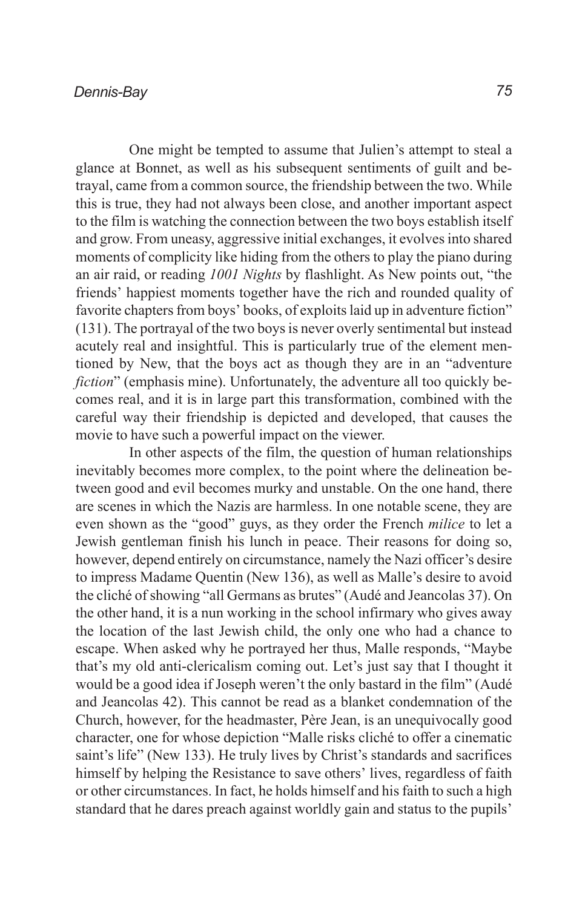One might be tempted to assume that Julien's attempt to steal a glance at Bonnet, as well as his subsequent sentiments of guilt and betrayal, came from a common source, the friendship between the two. While this is true, they had not always been close, and another important aspect to the film is watching the connection between the two boys establish itself and grow. From uneasy, aggressive initial exchanges, it evolves into shared moments of complicity like hiding from the others to play the piano during an air raid, or reading *1001 Nights* by flashlight. As New points out, "the friends' happiest moments together have the rich and rounded quality of favorite chapters from boys' books, of exploits laid up in adventure fiction" (131). The portrayal of the two boys is never overly sentimental but instead acutely real and insightful. This is particularly true of the element mentioned by New, that the boys act as though they are in an "adventure *fiction*" (emphasis mine). Unfortunately, the adventure all too quickly becomes real, and it is in large part this transformation, combined with the careful way their friendship is depicted and developed, that causes the movie to have such a powerful impact on the viewer.

In other aspects of the film, the question of human relationships inevitably becomes more complex, to the point where the delineation between good and evil becomes murky and unstable. On the one hand, there are scenes in which the Nazis are harmless. In one notable scene, they are even shown as the "good" guys, as they order the French *milice* to let a Jewish gentleman finish his lunch in peace. Their reasons for doing so, however, depend entirely on circumstance, namely the Nazi officer's desire to impress Madame Quentin (New 136), as well as Malle's desire to avoid the cliché of showing "all Germans as brutes" (Audé and Jeancolas 37). On the other hand, it is a nun working in the school infirmary who gives away the location of the last Jewish child, the only one who had a chance to escape. When asked why he portrayed her thus, Malle responds, "Maybe that's my old anti-clericalism coming out. Let's just say that I thought it would be a good idea if Joseph weren't the only bastard in the film" (Audé and Jeancolas 42). This cannot be read as a blanket condemnation of the Church, however, for the headmaster, Père Jean, is an unequivocally good character, one for whose depiction "Malle risks cliché to offer a cinematic saint's life" (New 133). He truly lives by Christ's standards and sacrifices himself by helping the Resistance to save others' lives, regardless of faith or other circumstances. In fact, he holds himself and his faith to such a high standard that he dares preach against worldly gain and status to the pupils'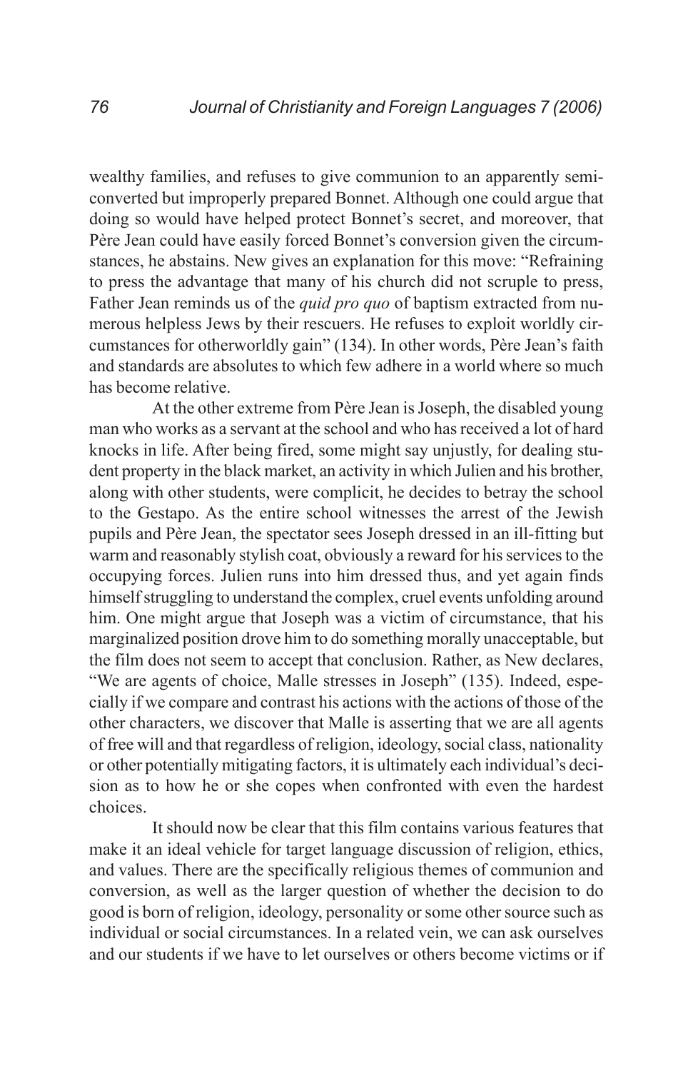wealthy families, and refuses to give communion to an apparently semi-converted but improperly prepared Bonnet. Although one could argue that doing so would have helped protect Bonnet's secret, and moreover, that Père Jean could have easily forced Bonnet's conversion given the circumstances, he abstains. New gives an explanation for this move: "Refraining to press the advantage that many of his church did not scruple to press, Father Jean reminds us of the *quid pro quo* of baptism extracted from numerous helpless Jews by their rescuers. He refuses to exploit worldly circumstances for otherworldly gain" (134). In other words, Père Jean's faith and standards are absolutes to which few adhere in a world where so much has become relative.

At the other extreme from Père Jean is Joseph, the disabled young man who works as a servant at the school and who has received a lot of hard knocks in life. After being fired, some might say unjustly, for dealing student property in the black market, an activity in which Julien and his brother, along with other students, were complicit, he decides to betray the school to the Gestapo. As the entire school witnesses the arrest of the Jewish pupils and Père Jean, the spectator sees Joseph dressed in an ill-fitting but warm and reasonably stylish coat, obviously a reward for his services to the occupying forces. Julien runs into him dressed thus, and yet again finds himself struggling to understand the complex, cruel events unfolding around him. One might argue that Joseph was a victim of circumstance, that his marginalized position drove him to do something morally unacceptable, but the film does not seem to accept that conclusion. Rather, as New declares, "We are agents of choice, Malle stresses in Joseph" (135). Indeed, especially if we compare and contrast his actions with the actions of those of the other characters, we discover that Malle is asserting that we are all agents of free will and that regardless of religion, ideology, social class, nationality or other potentially mitigating factors, it is ultimately each individual's decision as to how he or she copes when confronted with even the hardest choices.

It should now be clear that this film contains various features that make it an ideal vehicle for target language discussion of religion, ethics, and values. There are the specifically religious themes of communion and conversion, as well as the larger question of whether the decision to do good is born of religion, ideology, personality or some other source such as individual or social circumstances. In a related vein, we can ask ourselves and our students if we have to let ourselves or others become victims or if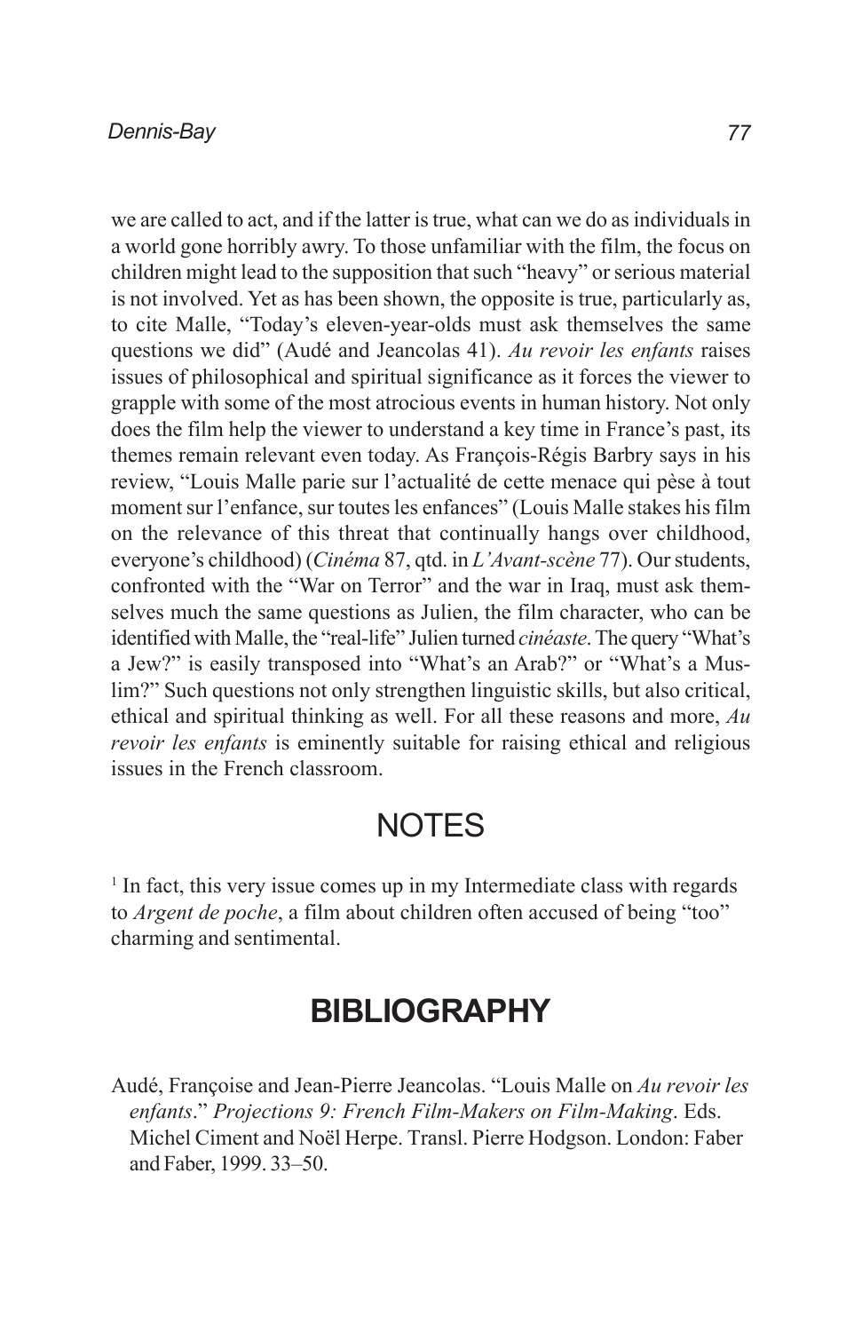we are called to act, and if the latter is true, what can we do as individuals in a world gone horribly awry. To those unfamiliar with the film, the focus on children might lead to the supposition that such "heavy" or serious material is not involved. Yet as has been shown, the opposite is true, particularly as, to cite Malle, "Today's eleven-year-olds must ask themselves the same questions we did" (Audé and Jeancolas 41). *Au revoir les enfants* raises issues of philosophical and spiritual significance as it forces the viewer to grapple with some of the most atrocious events in human history. Not only does the film help the viewer to understand a key time in France's past, its themes remain relevant even today. As François-Régis Barbry says in his review, "Louis Malle parie sur l'actualité de cette menace qui pèse à tout moment sur l'enfance, sur toutes les enfances" (Louis Malle stakes his film on the relevance of this threat that continually hangs over childhood, everyone's childhood) (*Cinéma* 87, qtd. in *L'Avant-scène* 77). Our students, confronted with the "War on Terror" and the war in Iraq, must ask themselves much the same questions as Julien, the film character, who can be identified with Malle, the "real-life" Julien turned *cinéaste*. The query "What's a Jew?" is easily transposed into "What's an Arab?" or "What's a Muslim?" Such questions not only strengthen linguistic skills, but also critical, ethical and spiritual thinking as well. For all these reasons and more, *Au revoir les enfants* is eminently suitable for raising ethical and religious issues in the French classroom.

## NOTES

[1] In fact, this very issue comes up in my Intermediate class with regards to *Argent de poche*, a film about children often accused of being "too" charming and sentimental.

## BIBLIOGRAPHY

Audé, Françoise and Jean-Pierre Jeancolas. "Louis Malle on *Au revoir les enfants*." *Projections 9: French Film-Makers on Film-Making*. Eds. Michel Ciment and Noël Herpe. Transl. Pierre Hodgson. London: Faber and Faber, 1999. 33–50.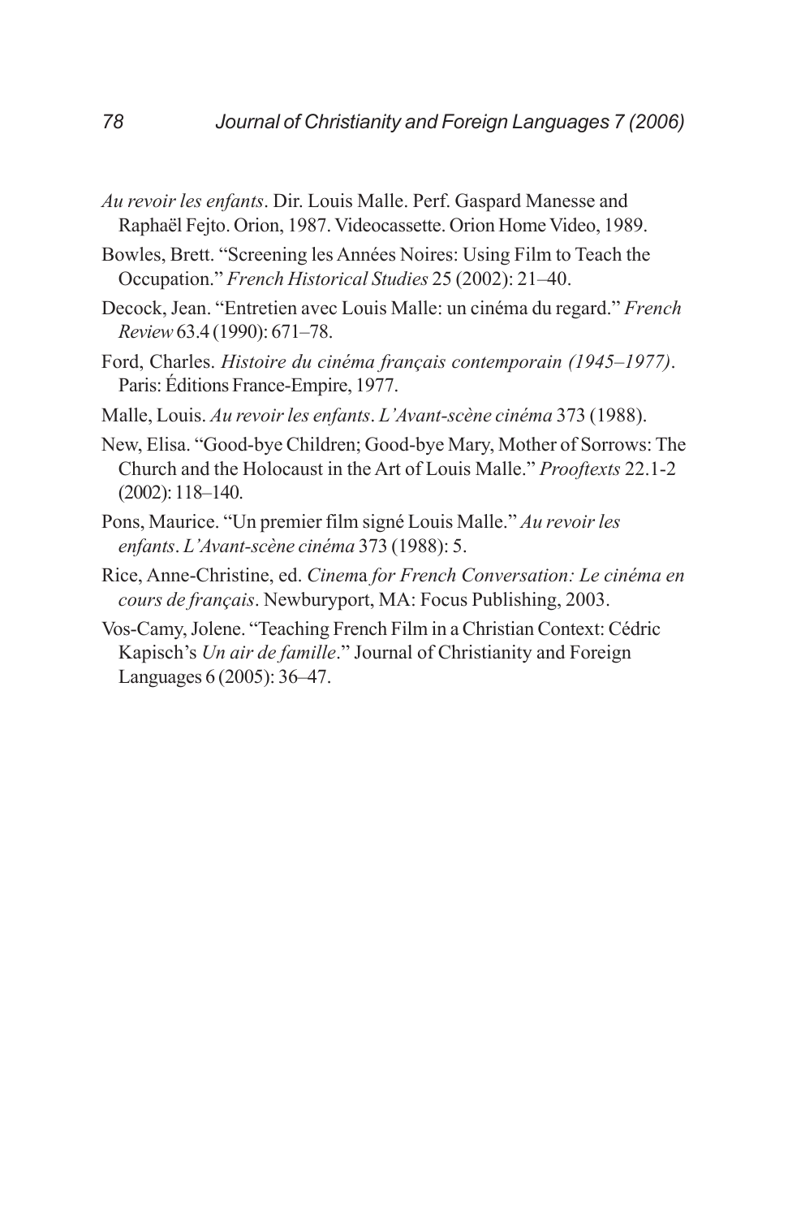*Au revoir les enfants*. Dir. Louis Malle. Perf. Gaspard Manesse and Raphaël Fejto. Orion, 1987. Videocassette. Orion Home Video, 1989.

Bowles, Brett. "Screening les Années Noires: Using Film to Teach the Occupation." *French Historical Studies* 25 (2002): 21–40.

Decock, Jean. "Entretien avec Louis Malle: un cinéma du regard." *French Review* 63.4 (1990): 671–78.

Ford, Charles. *Histoire du cinéma français contemporain (1945–1977)*. Paris: Éditions France-Empire, 1977.

Malle, Louis. *Au revoir les enfants*. *L'Avant-scène cinéma* 373 (1988).

New, Elisa. "Good-bye Children; Good-bye Mary, Mother of Sorrows: The Church and the Holocaust in the Art of Louis Malle." *Prooftexts* 22.1-2 (2002): 118–140.

Pons, Maurice. "Un premier film signé Louis Malle." *Au revoir les enfants*. *L'Avant-scène cinéma* 373 (1988): 5.

Rice, Anne-Christine, ed. *Cinema for French Conversation: Le cinéma en cours de français*. Newburyport, MA: Focus Publishing, 2003.

Vos-Camy, Jolene. "Teaching French Film in a Christian Context: Cédric Kapisch's *Un air de famille*." Journal of Christianity and Foreign Languages 6 (2005): 36–47.